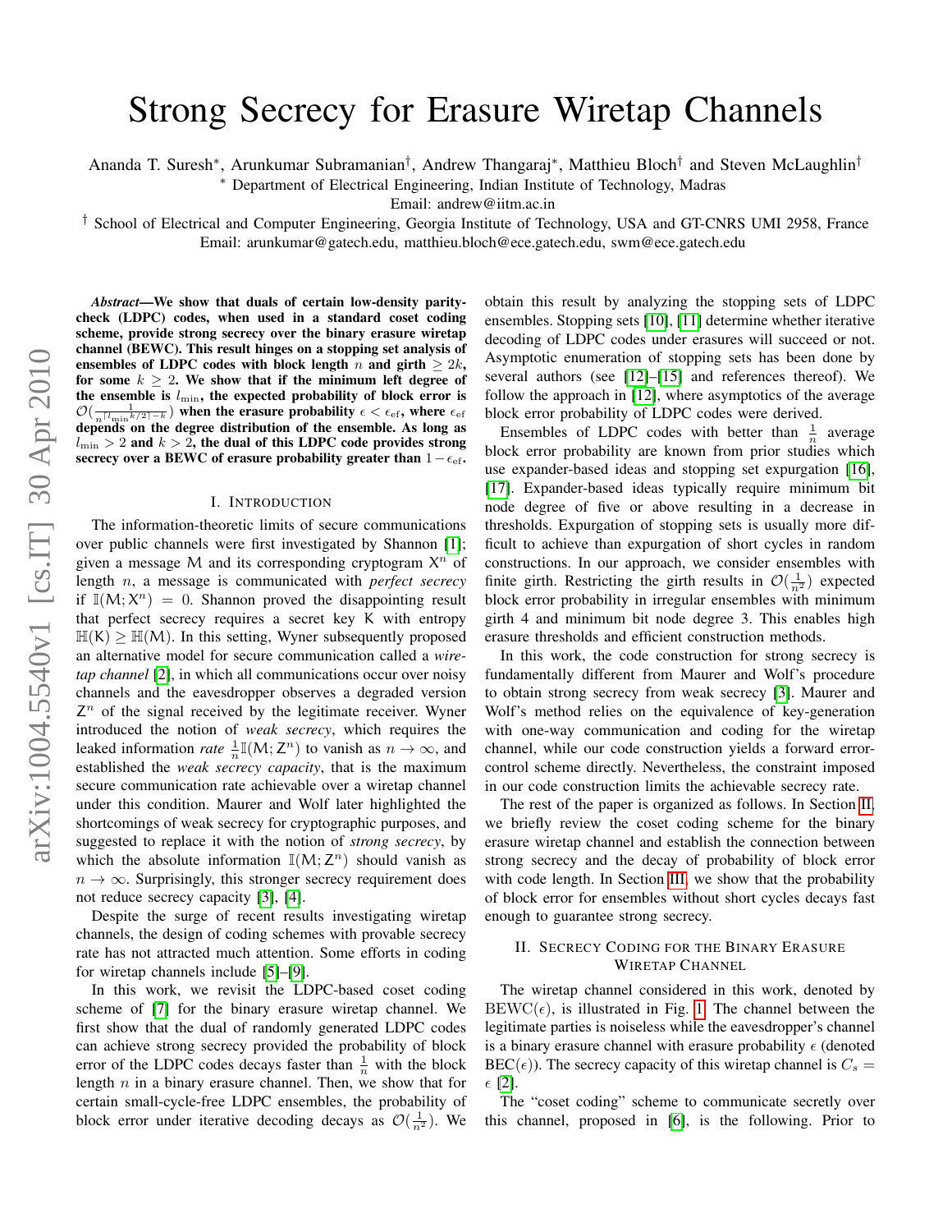# Strong Secrecy for Erasure Wiretap Channels

Ananda T. Suresh*, Arunkumar Subramanian†, Andrew Thangaraj*, Matthieu Bloch† and Steven McLaughlin†

\* Department of Electrical Engineering, Indian Institute of Technology, Madras

Email: andrew@iitm.ac.in

† School of Electrical and Computer Engineering, Georgia Institute of Technology, USA and GT-CNRS UMI 2958, France

Email: arunkumar@gatech.edu, matthieu.bloch@ece.gatech.edu, swm@ece.gatech.edu

***Abstract*—We show that duals of certain low-density parity-check (LDPC) codes, when used in a standard coset coding scheme, provide strong secrecy over the binary erasure wiretap channel (BEWC). This result hinges on a stopping set analysis of ensembles of LDPC codes with block length $n$ and girth $\geq 2k$, for some $k \geq 2$. We show that if the minimum left degree of the ensemble is $l_{\min}$, the expected probability of block error is $\mathcal{O}(\frac{1}{n^{\lceil l_{\min} k/2 \rceil - k}})$ when the erasure probability $\epsilon < \epsilon_{\text{ef}}$, where $\epsilon_{\text{ef}}$ depends on the degree distribution of the ensemble. As long as $l_{\min} > 2$ and $k > 2$, the dual of this LDPC code provides strong secrecy over a BEWC of erasure probability greater than $1 - \epsilon_{\text{ef}}$.**

## I. Introduction

The information-theoretic limits of secure communications over public channels were first investigated by Shannon [1]; given a message M and its corresponding cryptogram $\mathsf{X}^n$ of length $n$, a message is communicated with *perfect secrecy* if $\mathbb{I}(\mathsf{M}; \mathsf{X}^n) = 0$. Shannon proved the disappointing result that perfect secrecy requires a secret key K with entropy $\mathbb{H}(\mathsf{K}) \geq \mathbb{H}(\mathsf{M})$. In this setting, Wyner subsequently proposed an alternative model for secure communication called a *wiretap channel* [2], in which all communications occur over noisy channels and the eavesdropper observes a degraded version $\mathsf{Z}^n$ of the signal received by the legitimate receiver. Wyner introduced the notion of *weak secrecy*, which requires the leaked information *rate* $\frac{1}{n}\mathbb{I}(\mathsf{M}; \mathsf{Z}^n)$ to vanish as $n \to \infty$, and established the *weak secrecy capacity*, that is the maximum secure communication rate achievable over a wiretap channel under this condition. Maurer and Wolf later highlighted the shortcomings of weak secrecy for cryptographic purposes, and suggested to replace it with the notion of *strong secrecy*, by which the absolute information $\mathbb{I}(\mathsf{M}; \mathsf{Z}^n)$ should vanish as $n \to \infty$. Surprisingly, this stronger secrecy requirement does not reduce secrecy capacity [3], [4].

Despite the surge of recent results investigating wiretap channels, the design of coding schemes with provable secrecy rate has not attracted much attention. Some efforts in coding for wiretap channels include [5]–[9].

In this work, we revisit the LDPC-based coset coding scheme of [7] for the binary erasure wiretap channel. We first show that the dual of randomly generated LDPC codes can achieve strong secrecy provided the probability of block error of the LDPC codes decays faster than $\frac{1}{n}$ with the block length $n$ in a binary erasure channel. Then, we show that for certain small-cycle-free LDPC ensembles, the probability of block error under iterative decoding decays as $\mathcal{O}(\frac{1}{n^2})$. We obtain this result by analyzing the stopping sets of LDPC ensembles. Stopping sets [10], [11] determine whether iterative decoding of LDPC codes under erasures will succeed or not. Asymptotic enumeration of stopping sets has been done by several authors (see [12]–[15] and references thereof). We follow the approach in [12], where asymptotics of the average block error probability of LDPC codes were derived.

Ensembles of LDPC codes with better than $\frac{1}{n}$ average block error probability are known from prior studies which use expander-based ideas and stopping set expurgation [16], [17]. Expander-based ideas typically require minimum bit node degree of five or above resulting in a decrease in thresholds. Expurgation of stopping sets is usually more difficult to achieve than expurgation of short cycles in random constructions. In our approach, we consider ensembles with finite girth. Restricting the girth results in $\mathcal{O}(\frac{1}{n^2})$ expected block error probability in irregular ensembles with minimum girth 4 and minimum bit node degree 3. This enables high erasure thresholds and efficient construction methods.

In this work, the code construction for strong secrecy is fundamentally different from Maurer and Wolf's procedure to obtain strong secrecy from weak secrecy [3]. Maurer and Wolf's method relies on the equivalence of key-generation with one-way communication and coding for the wiretap channel, while our code construction yields a forward error-control scheme directly. Nevertheless, the constraint imposed in our code construction limits the achievable secrecy rate.

The rest of the paper is organized as follows. In Section II, we briefly review the coset coding scheme for the binary erasure wiretap channel and establish the connection between strong secrecy and the decay of probability of block error with code length. In Section III, we show that the probability of block error for ensembles without short cycles decays fast enough to guarantee strong secrecy.

## II. Secrecy Coding for the Binary Erasure Wiretap Channel

The wiretap channel considered in this work, denoted by $\text{BEWC}(\epsilon)$, is illustrated in Fig. 1. The channel between the legitimate parties is noiseless while the eavesdropper's channel is a binary erasure channel with erasure probability $\epsilon$ (denoted $\text{BEC}(\epsilon)$). The secrecy capacity of this wiretap channel is $C_s = \epsilon$ [2].

The "coset coding" scheme to communicate secretly over this channel, proposed in [6], is the following. Prior to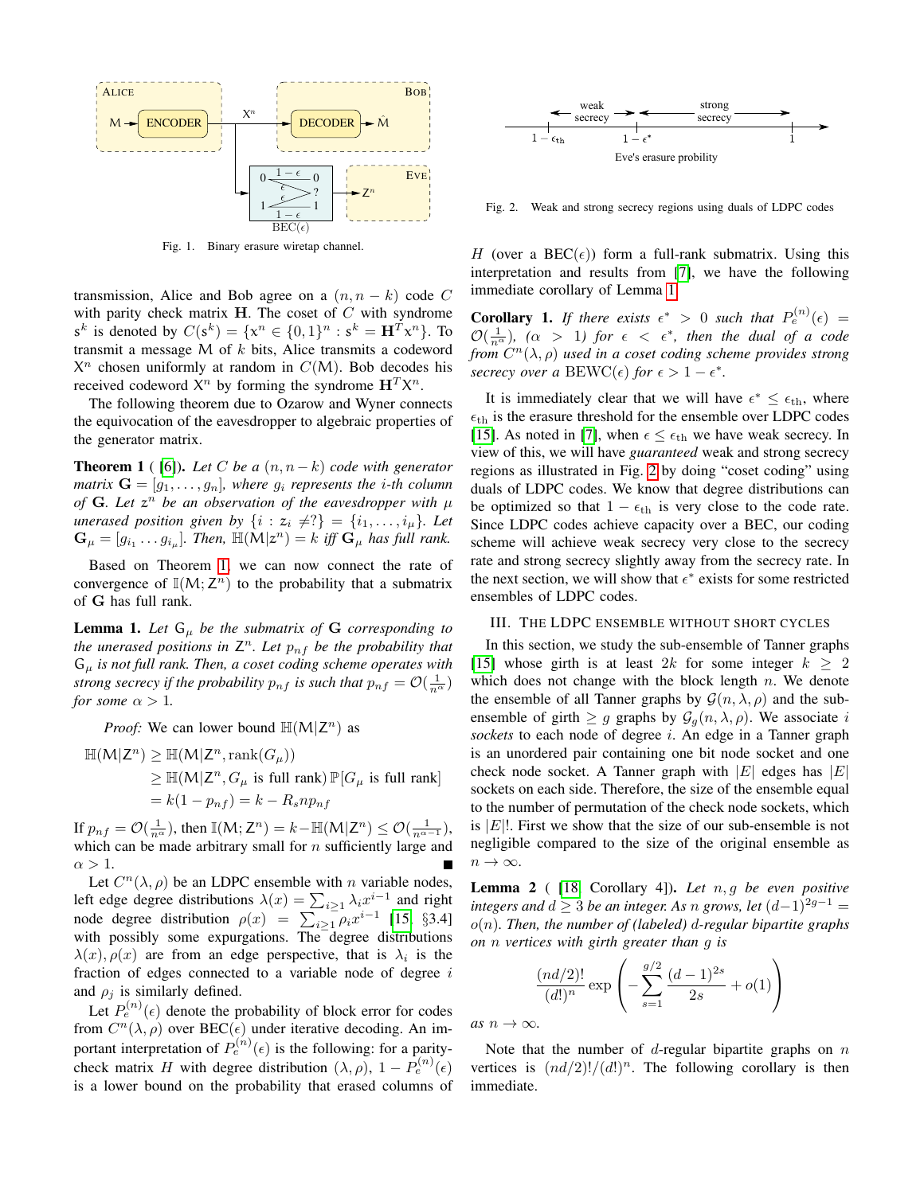ALICE

M → ENCODER → $X^n$ → DECODER → $\hat{M}$ BOB

BEC($\epsilon$) → $Z^n$ EVE

Fig. 1. Binary erasure wiretap channel.

transmission, Alice and Bob agree on a $(n, n-k)$ code $C$ with parity check matrix $\mathbf{H}$. The coset of $C$ with syndrome $s^k$ is denoted by $C(s^k) = \{x^n \in \{0,1\}^n : s^k = \mathbf{H}^T x^n\}$. To transmit a message M of $k$ bits, Alice transmits a codeword $X^n$ chosen uniformly at random in $C(\mathsf{M})$. Bob decodes his received codeword $X^n$ by forming the syndrome $\mathbf{H}^T X^n$.

The following theorem due to Ozarow and Wyner connects the equivocation of the eavesdropper to algebraic properties of the generator matrix.

**Theorem 1** ( [6]). *Let $C$ be a $(n, n-k)$ code with generator matrix $\mathbf{G} = [g_1, \ldots, g_n]$, where $g_i$ represents the $i$-th column of $\mathbf{G}$. Let $z^n$ be an observation of the eavesdropper with $\mu$ unerased position given by $\{i : z_i \neq ?\} = \{i_1, \ldots, i_\mu\}$. Let $\mathbf{G}_\mu = [g_{i_1} \ldots g_{i_\mu}]$. Then, $\mathbb{H}(\mathsf{M}|z^n) = k$ iff $\mathbf{G}_\mu$ has full rank.*

Based on Theorem 1, we can now connect the rate of convergence of $\mathbb{I}(\mathsf{M}; \mathsf{Z}^n)$ to the probability that a submatrix of $\mathbf{G}$ has full rank.

**Lemma 1.** *Let $\mathsf{G}_\mu$ be the submatrix of $\mathbf{G}$ corresponding to the unerased positions in $\mathsf{Z}^n$. Let $p_{nf}$ be the probability that $\mathsf{G}_\mu$ is not full rank. Then, a coset coding scheme operates with strong secrecy if the probability $p_{nf}$ is such that $p_{nf} = \mathcal{O}(\frac{1}{n^\alpha})$ for some $\alpha > 1$.*

*Proof:* We can lower bound $\mathbb{H}(\mathsf{M}|\mathsf{Z}^n)$ as

$$
\begin{aligned}
\mathbb{H}(\mathsf{M}|\mathsf{Z}^n) &\geq \mathbb{H}(\mathsf{M}|\mathsf{Z}^n, \mathrm{rank}(G_\mu)) \\
&\geq \mathbb{H}(\mathsf{M}|\mathsf{Z}^n, G_\mu \text{ is full rank})\, \mathbb{P}[G_\mu \text{ is full rank}] \\
&= k(1 - p_{nf}) = k - R_s n p_{nf}
\end{aligned}
$$

If $p_{nf} = \mathcal{O}(\frac{1}{n^\alpha})$, then $\mathbb{I}(\mathsf{M}; \mathsf{Z}^n) = k - \mathbb{H}(\mathsf{M}|\mathsf{Z}^n) \leq \mathcal{O}(\frac{1}{n^{\alpha-1}})$, which can be made arbitrary small for $n$ sufficiently large and $\alpha > 1$. ∎

Let $C^n(\lambda, \rho)$ be an LDPC ensemble with $n$ variable nodes, left edge degree distributions $\lambda(x) = \sum_{i \geq 1} \lambda_i x^{i-1}$ and right node degree distribution $\rho(x) = \sum_{i \geq 1} \rho_i x^{i-1}$ [15, §3.4] with possibly some expurgations. The degree distributions $\lambda(x), \rho(x)$ are from an edge perspective, that is $\lambda_i$ is the fraction of edges connected to a variable node of degree $i$ and $\rho_j$ is similarly defined.

Let $P_e^{(n)}(\epsilon)$ denote the probability of block error for codes from $C^n(\lambda, \rho)$ over BEC($\epsilon$) under iterative decoding. An important interpretation of $P_e^{(n)}(\epsilon)$ is the following: for a parity-check matrix $H$ with degree distribution $(\lambda, \rho)$, $1 - P_e^{(n)}(\epsilon)$ is a lower bound on the probability that erased columns of $H$ (over a BEC($\epsilon$)) form a full-rank submatrix. Using this interpretation and results from [7], we have the following immediate corollary of Lemma 1

weak secrecy / strong secrecy

$1 - \epsilon_{\text{th}}$ $1 - \epsilon^*$ 1

Eve's erasure probility

Fig. 2. Weak and strong secrecy regions using duals of LDPC codes

**Corollary 1.** *If there exists $\epsilon^* > 0$ such that $P_e^{(n)}(\epsilon) = \mathcal{O}(\frac{1}{n^\alpha})$, $(\alpha > 1)$ for $\epsilon < \epsilon^*$, then the dual of a code from $C^n(\lambda, \rho)$ used in a coset coding scheme provides strong secrecy over a BEWC($\epsilon$) for $\epsilon > 1 - \epsilon^*$.*

It is immediately clear that we will have $\epsilon^* \leq \epsilon_{\text{th}}$, where $\epsilon_{\text{th}}$ is the erasure threshold for the ensemble over LDPC codes [15]. As noted in [7], when $\epsilon \leq \epsilon_{\text{th}}$ we have weak secrecy. In view of this, we will have *guaranteed* weak and strong secrecy regions as illustrated in Fig. 2 by doing "coset coding" using duals of LDPC codes. We know that degree distributions can be optimized so that $1 - \epsilon_{\text{th}}$ is very close to the code rate. Since LDPC codes achieve capacity over a BEC, our coding scheme will achieve weak secrecy very close to the secrecy rate and strong secrecy slightly away from the secrecy rate. In the next section, we will show that $\epsilon^*$ exists for some restricted ensembles of LDPC codes.

## III. The LDPC ensemble without short cycles

In this section, we study the sub-ensemble of Tanner graphs [15] whose girth is at least $2k$ for some integer $k \geq 2$ which does not change with the block length $n$. We denote the ensemble of all Tanner graphs by $\mathcal{G}(n, \lambda, \rho)$ and the sub-ensemble of girth $\geq g$ graphs by $\mathcal{G}_g(n, \lambda, \rho)$. We associate $i$ *sockets* to each node of degree $i$. An edge in a Tanner graph is an unordered pair containing one bit node socket and one check node socket. A Tanner graph with $|E|$ edges has $|E|$ sockets on each side. Therefore, the size of the ensemble equal to the number of permutation of the check node sockets, which is $|E|!$. First we show that the size of our sub-ensemble is not negligible compared to the size of the original ensemble as $n \to \infty$.

**Lemma 2** ( [18, Corollary 4]). *Let $n, g$ be even positive integers and $d \geq 3$ be an integer. As $n$ grows, let $(d-1)^{2g-1} = o(n)$. Then, the number of (labeled) $d$-regular bipartite graphs on $n$ vertices with girth greater than $g$ is*

$$
\frac{(nd/2)!}{(d!)^n} \exp\left(-\sum_{s=1}^{g/2} \frac{(d-1)^{2s}}{2s} + o(1)\right)
$$

*as $n \to \infty$.*

Note that the number of $d$-regular bipartite graphs on $n$ vertices is $(nd/2)!/(d!)^n$. The following corollary is then immediate.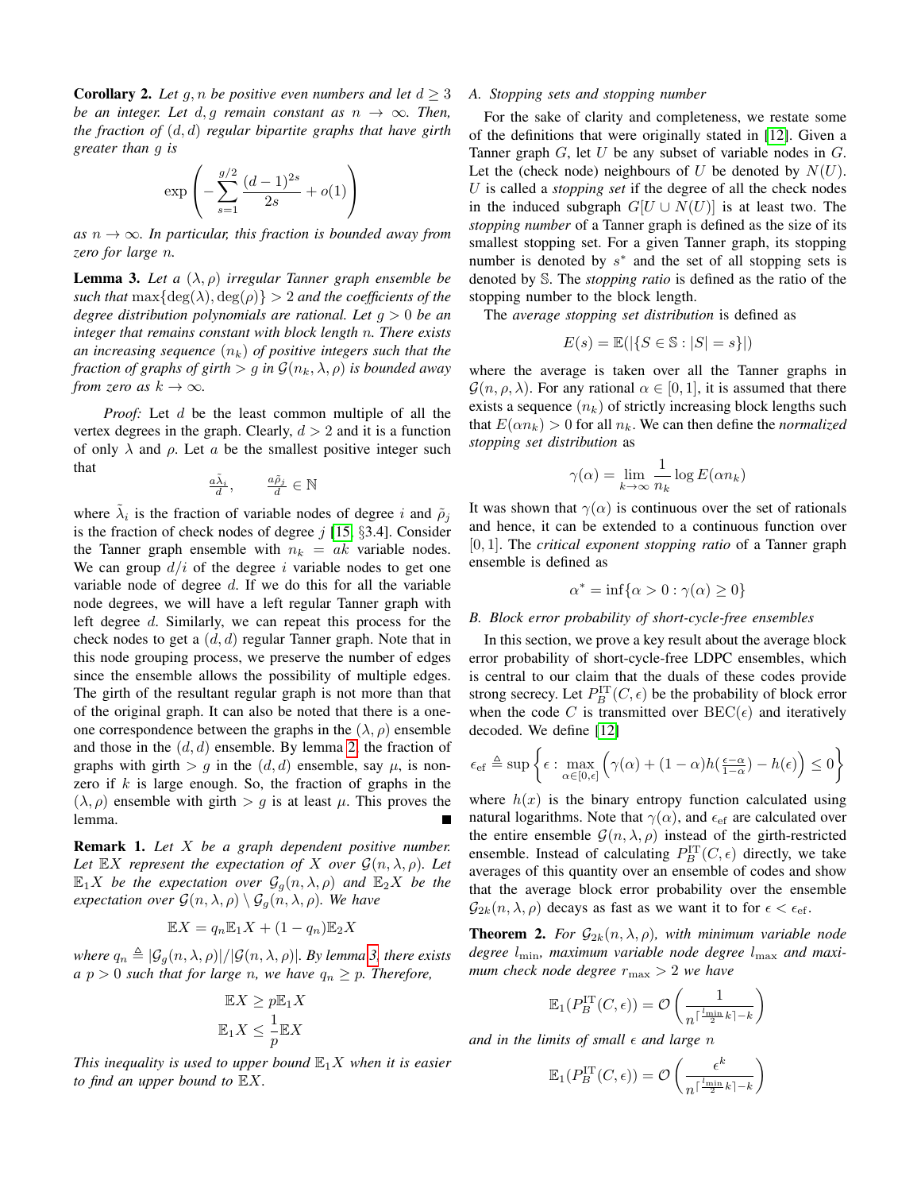**Corollary 2.** *Let $g, n$ be positive even numbers and let $d \geq 3$ be an integer. Let $d, g$ remain constant as $n \to \infty$. Then, the fraction of $(d, d)$ regular bipartite graphs that have girth greater than $g$ is*

$$\exp\left(-\sum_{s=1}^{g/2} \frac{(d-1)^{2s}}{2s} + o(1)\right)$$

*as $n \to \infty$. In particular, this fraction is bounded away from zero for large $n$.*

**Lemma 3.** *Let a $(\lambda, \rho)$ irregular Tanner graph ensemble be such that $\max\{\deg(\lambda), \deg(\rho)\} > 2$ and the coefficients of the degree distribution polynomials are rational. Let $g > 0$ be an integer that remains constant with block length $n$. There exists an increasing sequence $(n_k)$ of positive integers such that the fraction of graphs of girth $> g$ in $\mathcal{G}(n_k, \lambda, \rho)$ is bounded away from zero as $k \to \infty$.*

*Proof:* Let $d$ be the least common multiple of all the vertex degrees in the graph. Clearly, $d > 2$ and it is a function of only $\lambda$ and $\rho$. Let $a$ be the smallest positive integer such that

$$\tfrac{a\tilde{\lambda}_i}{d}, \qquad \tfrac{a\tilde{\rho}_j}{d} \in \mathbb{N}$$

where $\tilde{\lambda}_i$ is the fraction of variable nodes of degree $i$ and $\tilde{\rho}_j$ is the fraction of check nodes of degree $j$ [15, §3.4]. Consider the Tanner graph ensemble with $n_k = ak$ variable nodes. We can group $d/i$ of the degree $i$ variable nodes to get one variable node of degree $d$. If we do this for all the variable node degrees, we will have a left regular Tanner graph with left degree $d$. Similarly, we can repeat this process for the check nodes to get a $(d, d)$ regular Tanner graph. Note that in this node grouping process, we preserve the number of edges since the ensemble allows the possibility of multiple edges. The girth of the resultant regular graph is not more than that of the original graph. It can also be noted that there is a one-one correspondence between the graphs in the $(\lambda, \rho)$ ensemble and those in the $(d, d)$ ensemble. By lemma 2, the fraction of graphs with girth $> g$ in the $(d, d)$ ensemble, say $\mu$, is non-zero if $k$ is large enough. So, the fraction of graphs in the $(\lambda, \rho)$ ensemble with girth $> g$ is at least $\mu$. This proves the lemma. ∎

**Remark 1.** *Let $X$ be a graph dependent positive number. Let $\mathbb{E}X$ represent the expectation of $X$ over $\mathcal{G}(n, \lambda, \rho)$. Let $\mathbb{E}_1 X$ be the expectation over $\mathcal{G}_g(n, \lambda, \rho)$ and $\mathbb{E}_2 X$ be the expectation over $\mathcal{G}(n, \lambda, \rho) \setminus \mathcal{G}_g(n, \lambda, \rho)$. We have*

$$\mathbb{E}X = q_n \mathbb{E}_1 X + (1 - q_n)\mathbb{E}_2 X$$

*where $q_n \triangleq |\mathcal{G}_g(n, \lambda, \rho)|/|\mathcal{G}(n, \lambda, \rho)|$. By lemma 3, there exists a $p > 0$ such that for large $n$, we have $q_n \geq p$. Therefore,*

$$\mathbb{E}X \geq p\mathbb{E}_1 X$$
$$\mathbb{E}_1 X \leq \frac{1}{p}\mathbb{E}X$$

*This inequality is used to upper bound $\mathbb{E}_1 X$ when it is easier to find an upper bound to $\mathbb{E}X$.*

### A. Stopping sets and stopping number

For the sake of clarity and completeness, we restate some of the definitions that were originally stated in [12]. Given a Tanner graph $G$, let $U$ be any subset of variable nodes in $G$. Let the (check node) neighbours of $U$ be denoted by $N(U)$. $U$ is called a *stopping set* if the degree of all the check nodes in the induced subgraph $G[U \cup N(U)]$ is at least two. The *stopping number* of a Tanner graph is defined as the size of its smallest stopping set. For a given Tanner graph, its stopping number is denoted by $s^*$ and the set of all stopping sets is denoted by $\mathbb{S}$. The *stopping ratio* is defined as the ratio of the stopping number to the block length.

The *average stopping set distribution* is defined as

$$E(s) = \mathbb{E}(|\{S \in \mathbb{S} : |S| = s\}|)$$

where the average is taken over all the Tanner graphs in $\mathcal{G}(n, \rho, \lambda)$. For any rational $\alpha \in [0, 1]$, it is assumed that there exists a sequence $(n_k)$ of strictly increasing block lengths such that $E(\alpha n_k) > 0$ for all $n_k$. We can then define the *normalized stopping set distribution* as

$$\gamma(\alpha) = \lim_{k \to \infty} \frac{1}{n_k} \log E(\alpha n_k)$$

It was shown that $\gamma(\alpha)$ is continuous over the set of rationals and hence, it can be extended to a continuous function over $[0, 1]$. The *critical exponent stopping ratio* of a Tanner graph ensemble is defined as

$$\alpha^* = \inf\{\alpha > 0 : \gamma(\alpha) \geq 0\}$$

### B. Block error probability of short-cycle-free ensembles

In this section, we prove a key result about the average block error probability of short-cycle-free LDPC ensembles, which is central to our claim that the duals of these codes provide strong secrecy. Let $P_B^{\text{IT}}(C, \epsilon)$ be the probability of block error when the code $C$ is transmitted over $\text{BEC}(\epsilon)$ and iteratively decoded. We define [12]

$$\epsilon_{\text{ef}} \triangleq \sup\left\{\epsilon : \max_{\alpha \in [0, \epsilon]} \left(\gamma(\alpha) + (1 - \alpha)h(\tfrac{\epsilon - \alpha}{1 - \alpha}) - h(\epsilon)\right) \leq 0\right\}$$

where $h(x)$ is the binary entropy function calculated using natural logarithms. Note that $\gamma(\alpha)$, and $\epsilon_{\text{ef}}$ are calculated over the entire ensemble $\mathcal{G}(n, \lambda, \rho)$ instead of the girth-restricted ensemble. Instead of calculating $P_B^{\text{IT}}(C, \epsilon)$ directly, we take averages of this quantity over an ensemble of codes and show that the average block error probability over the ensemble $\mathcal{G}_{2k}(n, \lambda, \rho)$ decays as fast as we want it to for $\epsilon < \epsilon_{\text{ef}}$.

**Theorem 2.** *For $\mathcal{G}_{2k}(n, \lambda, \rho)$, with minimum variable node degree $l_{\min}$, maximum variable node degree $l_{\max}$ and maximum check node degree $r_{\max} > 2$ we have*

$$\mathbb{E}_1(P_B^{\text{IT}}(C, \epsilon)) = \mathcal{O}\left(\frac{1}{n^{\lceil \frac{l_{\min}}{2} k \rceil - k}}\right)$$

*and in the limits of small $\epsilon$ and large $n$*

$$\mathbb{E}_1(P_B^{\text{IT}}(C, \epsilon)) = \mathcal{O}\left(\frac{\epsilon^k}{n^{\lceil \frac{l_{\min}}{2} k \rceil - k}}\right)$$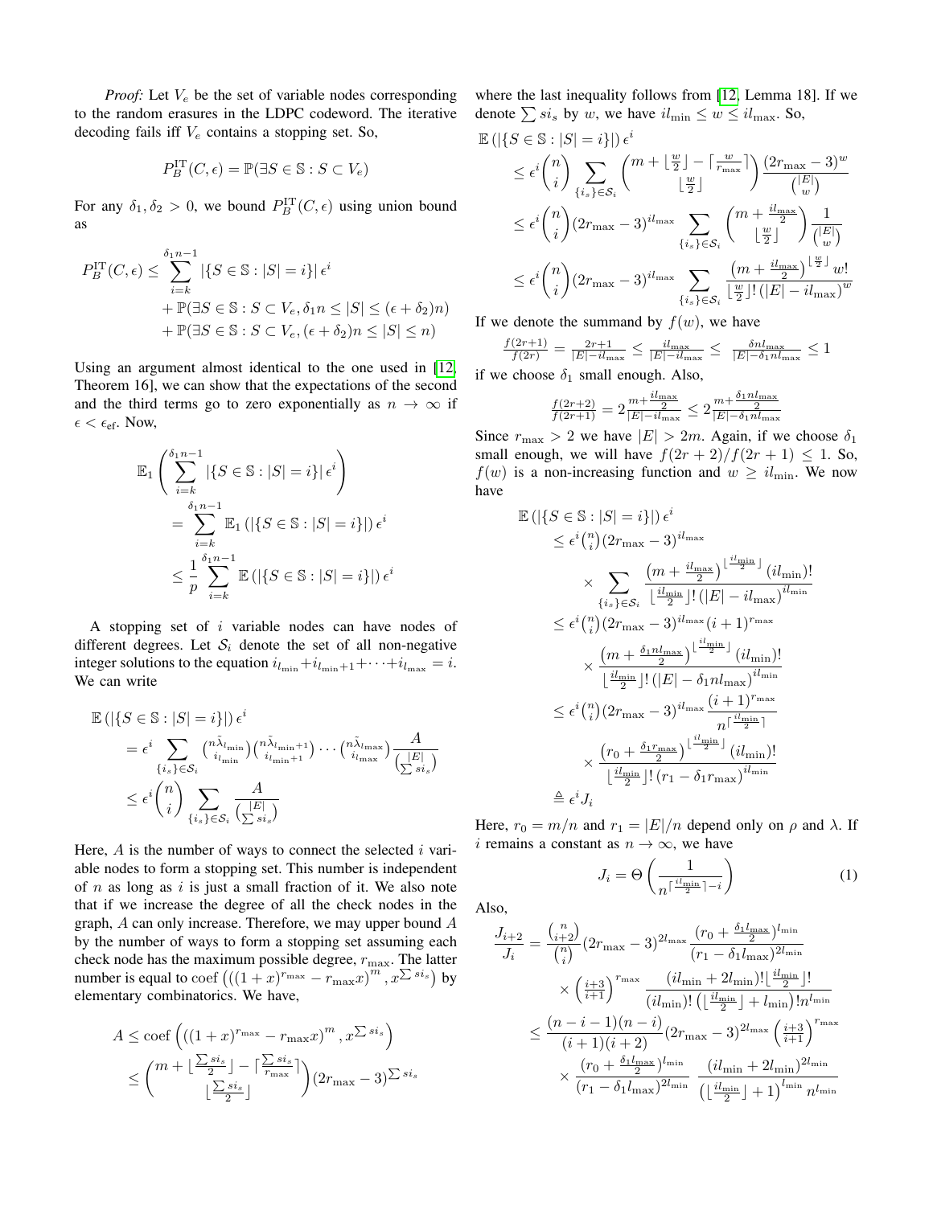*Proof:* Let $V_e$ be the set of variable nodes corresponding to the random erasures in the LDPC codeword. The iterative decoding fails iff $V_e$ contains a stopping set. So,

$$P_B^{\rm IT}(C,\epsilon) = \mathbb{P}(\exists S \in \mathbb{S} : S \subset V_e)$$

For any $\delta_1, \delta_2 > 0$, we bound $P_B^{\rm IT}(C,\epsilon)$ using union bound as

$$\begin{aligned}
P_B^{\rm IT}(C,\epsilon) \leq & \sum_{i=k}^{\delta_1 n-1} |\{S \in \mathbb{S} : |S| = i\}| \, \epsilon^i \\
& + \mathbb{P}(\exists S \in \mathbb{S} : S \subset V_e, \delta_1 n \leq |S| \leq (\epsilon+\delta_2)n) \\
& + \mathbb{P}(\exists S \in \mathbb{S} : S \subset V_e, (\epsilon+\delta_2)n \leq |S| \leq n)
\end{aligned}$$

Using an argument almost identical to the one used in [12, Theorem 16], we can show that the expectations of the second and the third terms go to zero exponentially as $n \to \infty$ if $\epsilon < \epsilon_{\rm ef}$. Now,

$$\begin{aligned}
\mathbb{E}_1 & \left( \sum_{i=k}^{\delta_1 n-1} |\{S \in \mathbb{S} : |S| = i\}| \, \epsilon^i \right) \\
& = \sum_{i=k}^{\delta_1 n-1} \mathbb{E}_1 \left( |\{S \in \mathbb{S} : |S| = i\}| \right) \epsilon^i \\
& \leq \frac{1}{p} \sum_{i=k}^{\delta_1 n-1} \mathbb{E} \left( |\{S \in \mathbb{S} : |S| = i\}| \right) \epsilon^i
\end{aligned}$$

A stopping set of $i$ variable nodes can have nodes of different degrees. Let $\mathcal{S}_i$ denote the set of all non-negative integer solutions to the equation $i_{l_{\min}} + i_{l_{\min}+1} + \cdots + i_{l_{\max}} = i$. We can write

$$\begin{aligned}
\mathbb{E} & \left( |\{S \in \mathbb{S} : |S| = i\}| \right) \epsilon^i \\
& = \epsilon^i \sum_{\{i_s\} \in \mathcal{S}_i} \tbinom{n\tilde{\lambda}_{l_{\min}}}{i_{l_{\min}}} \tbinom{n\tilde{\lambda}_{l_{\min}+1}}{i_{l_{\min}+1}} \cdots \tbinom{n\tilde{\lambda}_{l_{\max}}}{i_{l_{\max}}} \frac{A}{\binom{|E|}{\sum s i_s}} \\
& \leq \epsilon^i \binom{n}{i} \sum_{\{i_s\} \in \mathcal{S}_i} \frac{A}{\binom{|E|}{\sum s i_s}}
\end{aligned}$$

Here, $A$ is the number of ways to connect the selected $i$ variable nodes to form a stopping set. This number is independent of $n$ as long as $i$ is just a small fraction of it. We also note that if we increase the degree of all the check nodes in the graph, $A$ can only increase. Therefore, we may upper bound $A$ by the number of ways to form a stopping set assuming each check node has the maximum possible degree, $r_{\max}$. The latter number is equal to $\mathrm{coef}\left( ((1+x)^{r_{\max}} - r_{\max} x)^m, x^{\sum s i_s} \right)$ by elementary combinatorics. We have,

$$\begin{aligned}
A & \leq \mathrm{coef}\left( ((1+x)^{r_{\max}} - r_{\max} x)^m, x^{\sum s i_s} \right) \\
& \leq \binom{m + \lfloor \frac{\sum s i_s}{2} \rfloor - \lceil \frac{\sum s i_s}{r_{\max}} \rceil}{\lfloor \frac{\sum s i_s}{2} \rfloor} (2r_{\max} - 3)^{\sum s i_s}
\end{aligned}$$

where the last inequality follows from [12, Lemma 18]. If we denote $\sum s i_s$ by $w$, we have $i l_{\min} \leq w \leq i l_{\max}$. So,

$$\begin{aligned}
\mathbb{E} & \left( |\{S \in \mathbb{S} : |S| = i\}| \right) \epsilon^i \\
& \leq \epsilon^i \binom{n}{i} \sum_{\{i_s\} \in \mathcal{S}_i} \binom{m + \lfloor \frac{w}{2} \rfloor - \lceil \frac{w}{r_{\max}} \rceil}{\lfloor \frac{w}{2} \rfloor} \frac{(2r_{\max}-3)^w}{\binom{|E|}{w}} \\
& \leq \epsilon^i \binom{n}{i} (2r_{\max}-3)^{i l_{\max}} \sum_{\{i_s\} \in \mathcal{S}_i} \binom{m + \frac{i l_{\max}}{2}}{\lfloor \frac{w}{2} \rfloor} \frac{1}{\binom{|E|}{w}} \\
& \leq \epsilon^i \binom{n}{i} (2r_{\max}-3)^{i l_{\max}} \sum_{\{i_s\} \in \mathcal{S}_i} \frac{\left(m + \frac{i l_{\max}}{2}\right)^{\lfloor \frac{w}{2} \rfloor} w!}{\lfloor \frac{w}{2} \rfloor ! \, (|E| - i l_{\max})^w}
\end{aligned}$$

If we denote the summand by $f(w)$, we have

$$\frac{f(2r+1)}{f(2r)} = \frac{2r+1}{|E| - i l_{\max}} \leq \frac{i l_{\max}}{|E| - i l_{\max}} \leq \frac{\delta n l_{\max}}{|E| - \delta_1 n l_{\max}} \leq 1$$

if we choose $\delta_1$ small enough. Also,

$$\frac{f(2r+2)}{f(2r+1)} = 2\frac{m + \frac{i l_{\max}}{2}}{|E| - i l_{\max}} \leq 2\frac{m + \frac{\delta_1 n l_{\max}}{2}}{|E| - \delta_1 n l_{\max}}$$

Since $r_{\max} > 2$ we have $|E| > 2m$. Again, if we choose $\delta_1$ small enough, we will have $f(2r+2)/f(2r+1) \leq 1$. So, $f(w)$ is a non-increasing function and $w \geq i l_{\min}$. We now have

$$\begin{aligned}
\mathbb{E} & \left( |\{S \in \mathbb{S} : |S| = i\}| \right) \epsilon^i \\
& \leq \epsilon^i \tbinom{n}{i} (2r_{\max}-3)^{i l_{\max}} \\
& \quad \times \sum_{\{i_s\} \in \mathcal{S}_i} \frac{\left(m + \frac{i l_{\max}}{2}\right)^{\lfloor \frac{i l_{\min}}{2} \rfloor} (i l_{\min})!}{\lfloor \frac{i l_{\min}}{2} \rfloor ! \, (|E| - i l_{\max})^{i l_{\min}}} \\
& \leq \epsilon^i \tbinom{n}{i} (2r_{\max}-3)^{i l_{\max}} (i+1)^{r_{\max}} \\
& \quad \times \frac{\left(m + \frac{\delta_1 n l_{\max}}{2}\right)^{\lfloor \frac{i l_{\min}}{2} \rfloor} (i l_{\min})!}{\lfloor \frac{i l_{\min}}{2} \rfloor ! \, (|E| - \delta_1 n l_{\max})^{i l_{\min}}} \\
& \leq \epsilon^i \tbinom{n}{i} (2r_{\max}-3)^{i l_{\max}} \frac{(i+1)^{r_{\max}}}{n^{\lceil \frac{i l_{\min}}{2} \rceil}} \\
& \quad \times \frac{\left(r_0 + \frac{\delta_1 r_{\max}}{2}\right)^{\lfloor \frac{i l_{\min}}{2} \rfloor} (i l_{\min})!}{\lfloor \frac{i l_{\min}}{2} \rfloor ! \, (r_1 - \delta_1 r_{\max})^{i l_{\min}}} \\
& \triangleq \epsilon^i J_i
\end{aligned}$$

Here, $r_0 = m/n$ and $r_1 = |E|/n$ depend only on $\rho$ and $\lambda$. If $i$ remains a constant as $n \to \infty$, we have

$$J_i = \Theta\left( \frac{1}{n^{\lceil \frac{i l_{\min}}{2} \rceil - i}} \right) \tag{1}$$

Also,

$$\begin{aligned}
\frac{J_{i+2}}{J_i} & = \frac{\binom{n}{i+2}}{\binom{n}{i}} (2r_{\max}-3)^{2 l_{\max}} \frac{(r_0 + \frac{\delta_1 l_{\max}}{2})^{l_{\min}}}{(r_1 - \delta_1 l_{\max})^{2 l_{\min}}} \\
& \quad \times \left(\tfrac{i+3}{i+1}\right)^{r_{\max}} \frac{(i l_{\min} + 2 l_{\min})! \lfloor \frac{i l_{\min}}{2} \rfloor !}{(i l_{\min})! \left( \lfloor \frac{i l_{\min}}{2} \rfloor + l_{\min} \right) ! n^{l_{\min}}} \\
& \leq \frac{(n-i-1)(n-i)}{(i+1)(i+2)} (2r_{\max}-3)^{2 l_{\max}} \left(\tfrac{i+3}{i+1}\right)^{r_{\max}} \\
& \quad \times \frac{(r_0 + \frac{\delta_1 l_{\max}}{2})^{l_{\min}}}{(r_1 - \delta_1 l_{\max})^{2 l_{\min}}} \; \frac{(i l_{\min} + 2 l_{\min})^{2 l_{\min}}}{\left( \lfloor \frac{i l_{\min}}{2} \rfloor + 1 \right)^{l_{\min}} n^{l_{\min}}}
\end{aligned}$$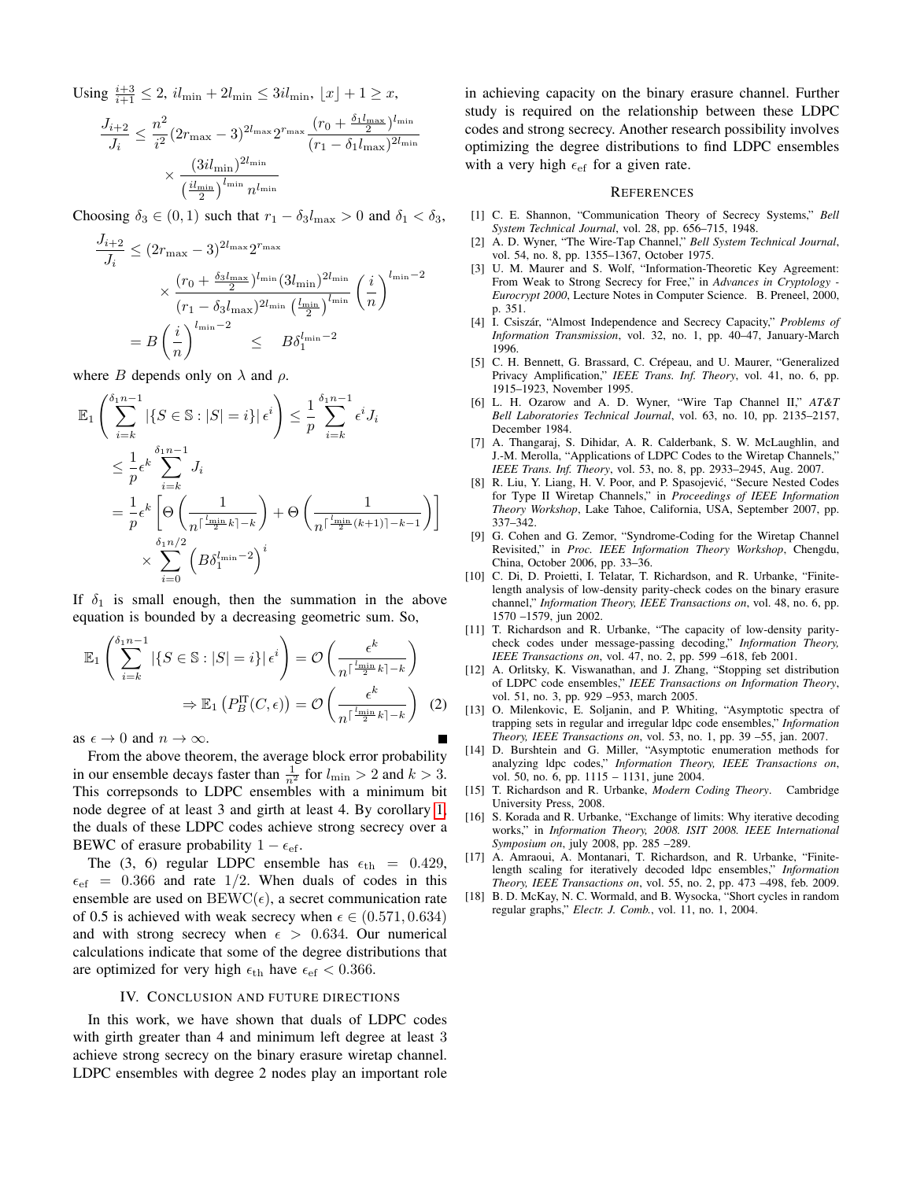Using $\frac{i+3}{i+1} \leq 2$, $il_{\min} + 2l_{\min} \leq 3il_{\min}$, $\lfloor x \rfloor + 1 \geq x$,

$$\frac{J_{i+2}}{J_i} \leq \frac{n^2}{i^2}(2r_{\max}-3)^{2l_{\max}}2^{r_{\max}}\frac{(r_0 + \frac{\delta_1 l_{\max}}{2})^{l_{\min}}}{(r_1 - \delta_1 l_{\max})^{2l_{\min}}} \times \frac{(3il_{\min})^{2l_{\min}}}{\left(\frac{il_{\min}}{2}\right)^{l_{\min}} n^{l_{\min}}}$$

Choosing $\delta_3 \in (0,1)$ such that $r_1 - \delta_3 l_{\max} > 0$ and $\delta_1 < \delta_3$,

$$\begin{aligned}\frac{J_{i+2}}{J_i} &\leq (2r_{\max}-3)^{2l_{\max}}2^{r_{\max}} \\ &\quad \times \frac{(r_0 + \frac{\delta_3 l_{\max}}{2})^{l_{\min}}(3l_{\min})^{2l_{\min}}}{(r_1 - \delta_3 l_{\max})^{2l_{\min}}\left(\frac{l_{\min}}{2}\right)^{l_{\min}}}\left(\frac{i}{n}\right)^{l_{\min}-2} \\ &= B\left(\frac{i}{n}\right)^{l_{\min}-2} \quad \leq \quad B\delta_1^{l_{\min}-2}\end{aligned}$$

where $B$ depends only on $\lambda$ and $\rho$.

$$\begin{aligned}\mathbb{E}_1\left(\sum_{i=k}^{\delta_1 n-1}|\{S \in \mathbb{S} : |S| = i\}|\,\epsilon^i\right) &\leq \frac{1}{p}\sum_{i=k}^{\delta_1 n-1}\epsilon^i J_i \\ &\leq \frac{1}{p}\epsilon^k\sum_{i=k}^{\delta_1 n-1}J_i \\ &= \frac{1}{p}\epsilon^k\left[\Theta\left(\frac{1}{n^{\lceil\frac{l_{\min}}{2}k\rceil-k}}\right) + \Theta\left(\frac{1}{n^{\lceil\frac{l_{\min}}{2}(k+1)\rceil-k-1}}\right)\right] \\ &\quad \times \sum_{i=0}^{\delta_1 n/2}\left(B\delta_1^{l_{\min}-2}\right)^i\end{aligned}$$

If $\delta_1$ is small enough, then the summation in the above equation is bounded by a decreasing geometric sum. So,

$$\mathbb{E}_1\left(\sum_{i=k}^{\delta_1 n-1}|\{S \in \mathbb{S} : |S| = i\}|\,\epsilon^i\right) = \mathcal{O}\left(\frac{\epsilon^k}{n^{\lceil\frac{l_{\min}}{2}k\rceil-k}}\right)$$

$$\Rightarrow \mathbb{E}_1\left(P_B^{\mathrm{IT}}(C,\epsilon)\right) = \mathcal{O}\left(\frac{\epsilon^k}{n^{\lceil\frac{l_{\min}}{2}k\rceil-k}}\right) \quad (2)$$

as $\epsilon \to 0$ and $n \to \infty$. ∎

From the above theorem, the average block error probability in our ensemble decays faster than $\frac{1}{n^2}$ for $l_{\min} > 2$ and $k > 3$. This correpsonds to LDPC ensembles with a minimum bit node degree of at least 3 and girth at least 4. By corollary 1, the duals of these LDPC codes achieve strong secrecy over a BEWC of erasure probability $1 - \epsilon_{\mathrm{ef}}$.

The (3, 6) regular LDPC ensemble has $\epsilon_{\mathrm{th}} = 0.429$, $\epsilon_{\mathrm{ef}} = 0.366$ and rate $1/2$. When duals of codes in this ensemble are used on $\mathrm{BEWC}(\epsilon)$, a secret communication rate of 0.5 is achieved with weak secrecy when $\epsilon \in (0.571, 0.634)$ and with strong secrecy when $\epsilon > 0.634$. Our numerical calculations indicate that some of the degree distributions that are optimized for very high $\epsilon_{\mathrm{th}}$ have $\epsilon_{\mathrm{ef}} < 0.366$.

## IV. Conclusion and future directions

In this work, we have shown that duals of LDPC codes with girth greater than 4 and minimum left degree at least 3 achieve strong secrecy on the binary erasure wiretap channel. LDPC ensembles with degree 2 nodes play an important role in achieving capacity on the binary erasure channel. Further study is required on the relationship between these LDPC codes and strong secrecy. Another research possibility involves optimizing the degree distributions to find LDPC ensembles with a very high $\epsilon_{\mathrm{ef}}$ for a given rate.

## References

[1] C. E. Shannon, "Communication Theory of Secrecy Systems," *Bell System Technical Journal*, vol. 28, pp. 656–715, 1948.

[2] A. D. Wyner, "The Wire-Tap Channel," *Bell System Technical Journal*, vol. 54, no. 8, pp. 1355–1367, October 1975.

[3] U. M. Maurer and S. Wolf, "Information-Theoretic Key Agreement: From Weak to Strong Secrecy for Free," in *Advances in Cryptology - Eurocrypt 2000*, Lecture Notes in Computer Science. B. Preneel, 2000, p. 351.

[4] I. Csiszár, "Almost Independence and Secrecy Capacity," *Problems of Information Transmission*, vol. 32, no. 1, pp. 40–47, January-March 1996.

[5] C. H. Bennett, G. Brassard, C. Crépeau, and U. Maurer, "Generalized Privacy Amplification," *IEEE Trans. Inf. Theory*, vol. 41, no. 6, pp. 1915–1923, November 1995.

[6] L. H. Ozarow and A. D. Wyner, "Wire Tap Channel II," *AT&T Bell Laboratories Technical Journal*, vol. 63, no. 10, pp. 2135–2157, December 1984.

[7] A. Thangaraj, S. Dihidar, A. R. Calderbank, S. W. McLaughlin, and J.-M. Merolla, "Applications of LDPC Codes to the Wiretap Channels," *IEEE Trans. Inf. Theory*, vol. 53, no. 8, pp. 2933–2945, Aug. 2007.

[8] R. Liu, Y. Liang, H. V. Poor, and P. Spasojević, "Secure Nested Codes for Type II Wiretap Channels," in *Proceedings of IEEE Information Theory Workshop*, Lake Tahoe, California, USA, September 2007, pp. 337–342.

[9] G. Cohen and G. Zemor, "Syndrome-Coding for the Wiretap Channel Revisited," in *Proc. IEEE Information Theory Workshop*, Chengdu, China, October 2006, pp. 33–36.

[10] C. Di, D. Proietti, I. Telatar, T. Richardson, and R. Urbanke, "Finite-length analysis of low-density parity-check codes on the binary erasure channel," *Information Theory, IEEE Transactions on*, vol. 48, no. 6, pp. 1570 –1579, jun 2002.

[11] T. Richardson and R. Urbanke, "The capacity of low-density parity-check codes under message-passing decoding," *Information Theory, IEEE Transactions on*, vol. 47, no. 2, pp. 599 –618, feb 2001.

[12] A. Orlitsky, K. Viswanathan, and J. Zhang, "Stopping set distribution of LDPC code ensembles," *IEEE Transactions on Information Theory*, vol. 51, no. 3, pp. 929 –953, march 2005.

[13] O. Milenkovic, E. Soljanin, and P. Whiting, "Asymptotic spectra of trapping sets in regular and irregular ldpc code ensembles," *Information Theory, IEEE Transactions on*, vol. 53, no. 1, pp. 39 –55, jan. 2007.

[14] D. Burshtein and G. Miller, "Asymptotic enumeration methods for analyzing ldpc codes," *Information Theory, IEEE Transactions on*, vol. 50, no. 6, pp. 1115 – 1131, june 2004.

[15] T. Richardson and R. Urbanke, *Modern Coding Theory*. Cambridge University Press, 2008.

[16] S. Korada and R. Urbanke, "Exchange of limits: Why iterative decoding works," in *Information Theory, 2008. ISIT 2008. IEEE International Symposium on*, july 2008, pp. 285 –289.

[17] A. Amraoui, A. Montanari, T. Richardson, and R. Urbanke, "Finite-length scaling for iteratively decoded ldpc ensembles," *Information Theory, IEEE Transactions on*, vol. 55, no. 2, pp. 473 –498, feb. 2009.

[18] B. D. McKay, N. C. Wormald, and B. Wysocka, "Short cycles in random regular graphs," *Electr. J. Comb.*, vol. 11, no. 1, 2004.